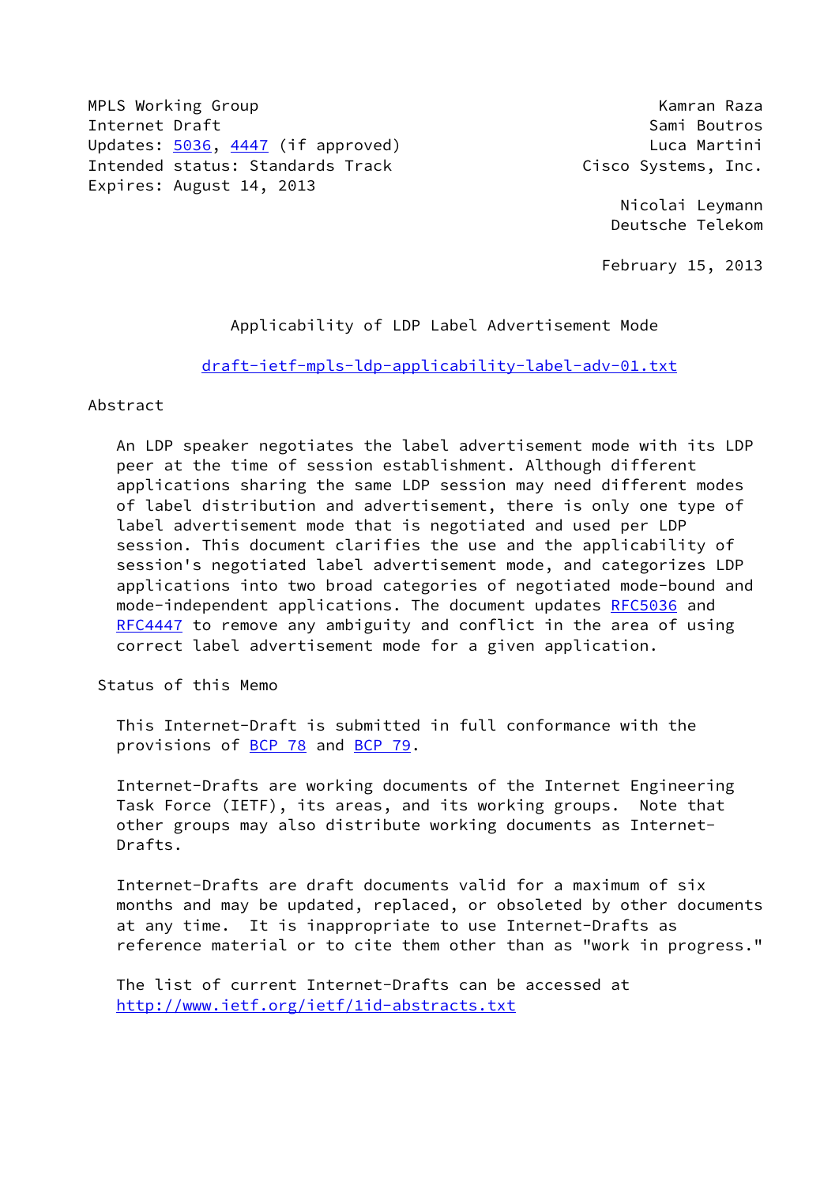MPLS Working Group                                          Kamran Raza
Internet Draft                                             Sami Boutros
Updates: 5036, 4447 (if approved)                          Luca Martini
Intended status: Standards Track                    Cisco Systems, Inc.
Expires: August 14, 2013

                                                        Nicolai Leymann
                                                       Deutsche Telekom

                                                      February 15, 2013

# Applicability of LDP Label Advertisement Mode

draft-ietf-mpls-ldp-applicability-label-adv-01.txt

## Abstract

An LDP speaker negotiates the label advertisement mode with its LDP peer at the time of session establishment. Although different applications sharing the same LDP session may need different modes of label distribution and advertisement, there is only one type of label advertisement mode that is negotiated and used per LDP session. This document clarifies the use and the applicability of session's negotiated label advertisement mode, and categorizes LDP applications into two broad categories of negotiated mode-bound and mode-independent applications. The document updates RFC5036 and RFC4447 to remove any ambiguity and conflict in the area of using correct label advertisement mode for a given application.

## Status of this Memo

This Internet-Draft is submitted in full conformance with the provisions of BCP 78 and BCP 79.

Internet-Drafts are working documents of the Internet Engineering Task Force (IETF), its areas, and its working groups. Note that other groups may also distribute working documents as Internet-Drafts.

Internet-Drafts are draft documents valid for a maximum of six months and may be updated, replaced, or obsoleted by other documents at any time. It is inappropriate to use Internet-Drafts as reference material or to cite them other than as "work in progress."

The list of current Internet-Drafts can be accessed at http://www.ietf.org/ietf/1id-abstracts.txt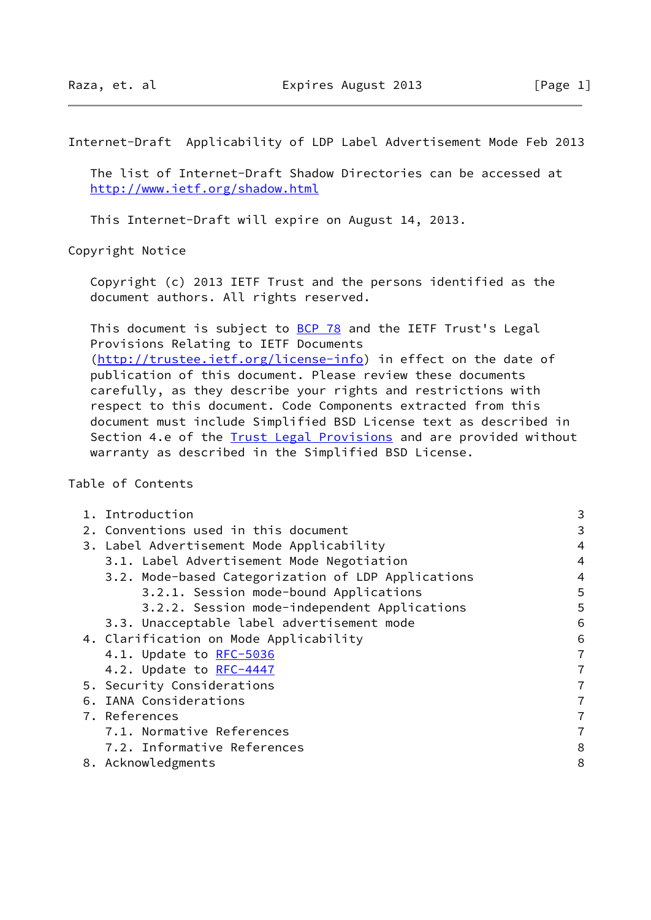The list of Internet-Draft Shadow Directories can be accessed at http://www.ietf.org/shadow.html

This Internet-Draft will expire on August 14, 2013.

## Copyright Notice

Copyright (c) 2013 IETF Trust and the persons identified as the document authors. All rights reserved.

This document is subject to BCP 78 and the IETF Trust's Legal Provisions Relating to IETF Documents (http://trustee.ietf.org/license-info) in effect on the date of publication of this document. Please review these documents carefully, as they describe your rights and restrictions with respect to this document. Code Components extracted from this document must include Simplified BSD License text as described in Section 4.e of the Trust Legal Provisions and are provided without warranty as described in the Simplified BSD License.

## Table of Contents

```
   1. Introduction                                                   3
   2. Conventions used in this document                              3
   3. Label Advertisement Mode Applicability                         4
      3.1. Label Advertisement Mode Negotiation                      4
      3.2. Mode-based Categorization of LDP Applications             4
           3.2.1. Session mode-bound Applications                    5
           3.2.2. Session mode-independent Applications              5
      3.3. Unacceptable label advertisement mode                     6
   4. Clarification on Mode Applicability                            6
      4.1. Update to RFC-5036                                        7
      4.2. Update to RFC-4447                                        7
   5. Security Considerations                                        7
   6. IANA Considerations                                            7
   7. References                                                     7
      7.1. Normative References                                      7
      7.2. Informative References                                    8
   8. Acknowledgments                                                8
```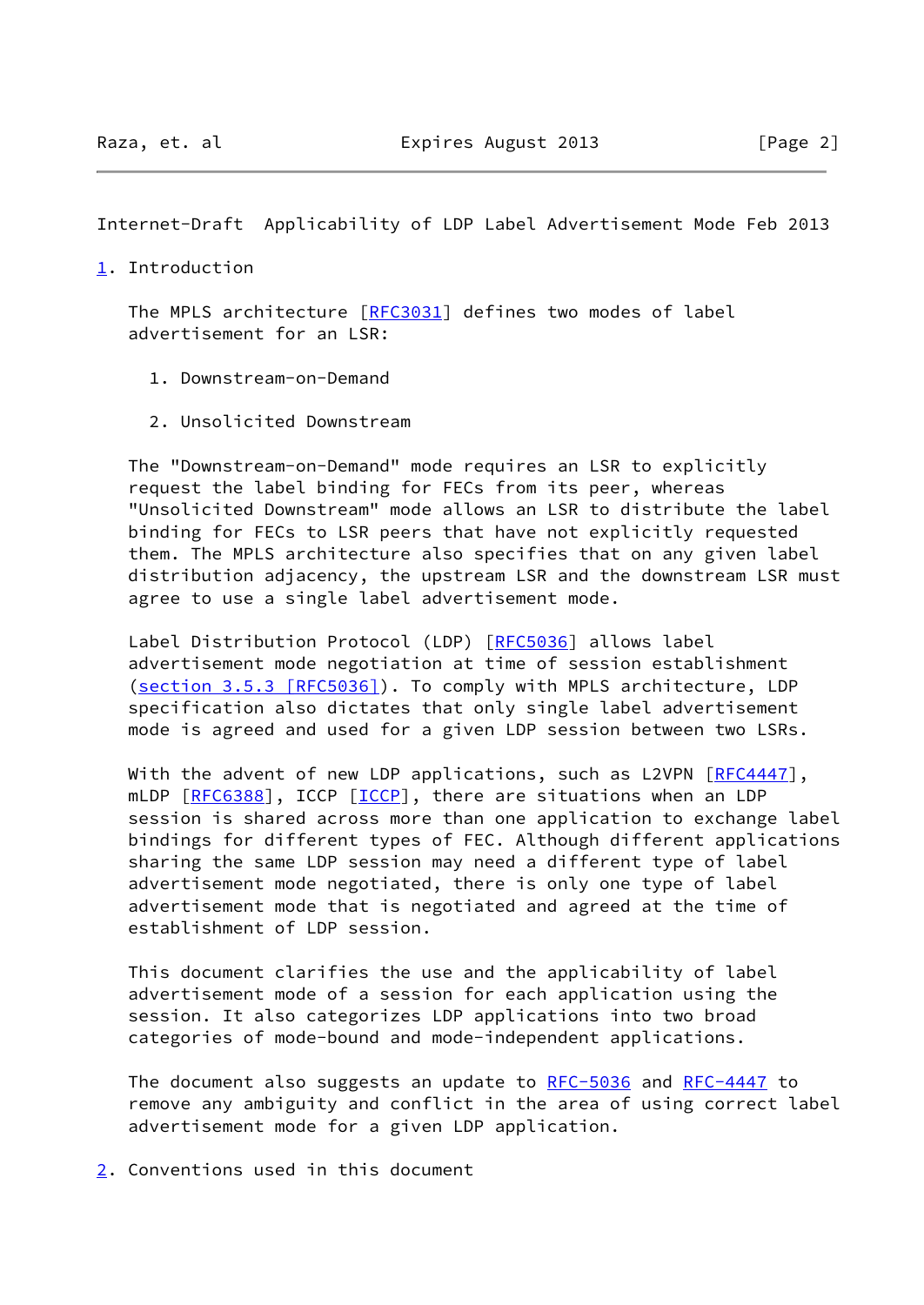## 1. Introduction

The MPLS architecture [RFC3031] defines two modes of label advertisement for an LSR:

1. Downstream-on-Demand

2. Unsolicited Downstream

The "Downstream-on-Demand" mode requires an LSR to explicitly request the label binding for FECs from its peer, whereas "Unsolicited Downstream" mode allows an LSR to distribute the label binding for FECs to LSR peers that have not explicitly requested them. The MPLS architecture also specifies that on any given label distribution adjacency, the upstream LSR and the downstream LSR must agree to use a single label advertisement mode.

Label Distribution Protocol (LDP) [RFC5036] allows label advertisement mode negotiation at time of session establishment (section 3.5.3 [RFC5036]). To comply with MPLS architecture, LDP specification also dictates that only single label advertisement mode is agreed and used for a given LDP session between two LSRs.

With the advent of new LDP applications, such as L2VPN [RFC4447], mLDP [RFC6388], ICCP [ICCP], there are situations when an LDP session is shared across more than one application to exchange label bindings for different types of FEC. Although different applications sharing the same LDP session may need a different type of label advertisement mode negotiated, there is only one type of label advertisement mode that is negotiated and agreed at the time of establishment of LDP session.

This document clarifies the use and the applicability of label advertisement mode of a session for each application using the session. It also categorizes LDP applications into two broad categories of mode-bound and mode-independent applications.

The document also suggests an update to RFC-5036 and RFC-4447 to remove any ambiguity and conflict in the area of using correct label advertisement mode for a given LDP application.

## 2. Conventions used in this document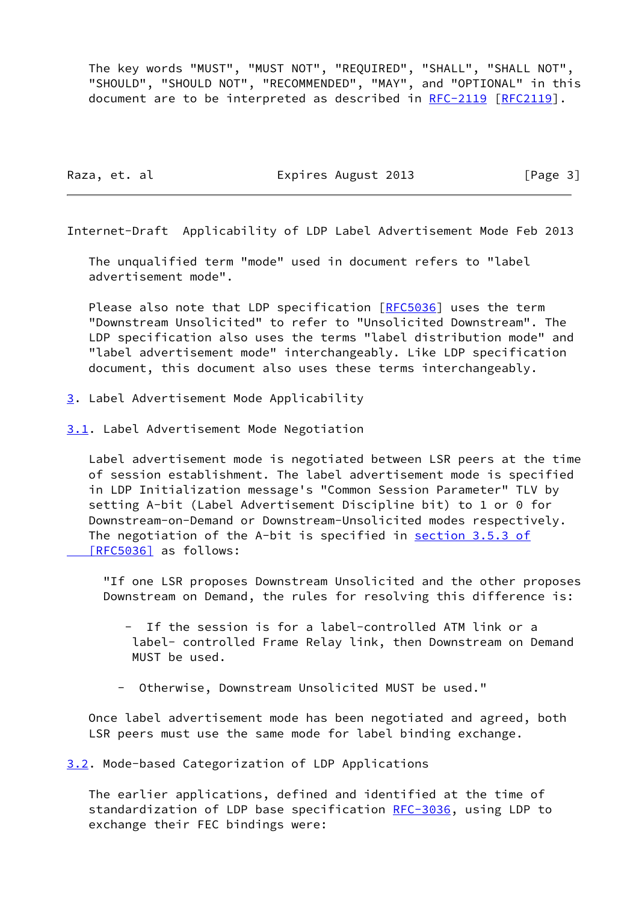The key words "MUST", "MUST NOT", "REQUIRED", "SHALL", "SHALL NOT", "SHOULD", "SHOULD NOT", "RECOMMENDED", "MAY", and "OPTIONAL" in this document are to be interpreted as described in RFC-2119 [RFC2119].

The unqualified term "mode" used in document refers to "label advertisement mode".

Please also note that LDP specification [RFC5036] uses the term "Downstream Unsolicited" to refer to "Unsolicited Downstream". The LDP specification also uses the terms "label distribution mode" and "label advertisement mode" interchangeably. Like LDP specification document, this document also uses these terms interchangeably.

## 3. Label Advertisement Mode Applicability

### 3.1. Label Advertisement Mode Negotiation

Label advertisement mode is negotiated between LSR peers at the time of session establishment. The label advertisement mode is specified in LDP Initialization message's "Common Session Parameter" TLV by setting A-bit (Label Advertisement Discipline bit) to 1 or 0 for Downstream-on-Demand or Downstream-Unsolicited modes respectively. The negotiation of the A-bit is specified in section 3.5.3 of [RFC5036] as follows:

> "If one LSR proposes Downstream Unsolicited and the other proposes Downstream on Demand, the rules for resolving this difference is:
>
> - If the session is for a label-controlled ATM link or a label- controlled Frame Relay link, then Downstream on Demand MUST be used.
>
> - Otherwise, Downstream Unsolicited MUST be used."

Once label advertisement mode has been negotiated and agreed, both LSR peers must use the same mode for label binding exchange.

### 3.2. Mode-based Categorization of LDP Applications

The earlier applications, defined and identified at the time of standardization of LDP base specification RFC-3036, using LDP to exchange their FEC bindings were: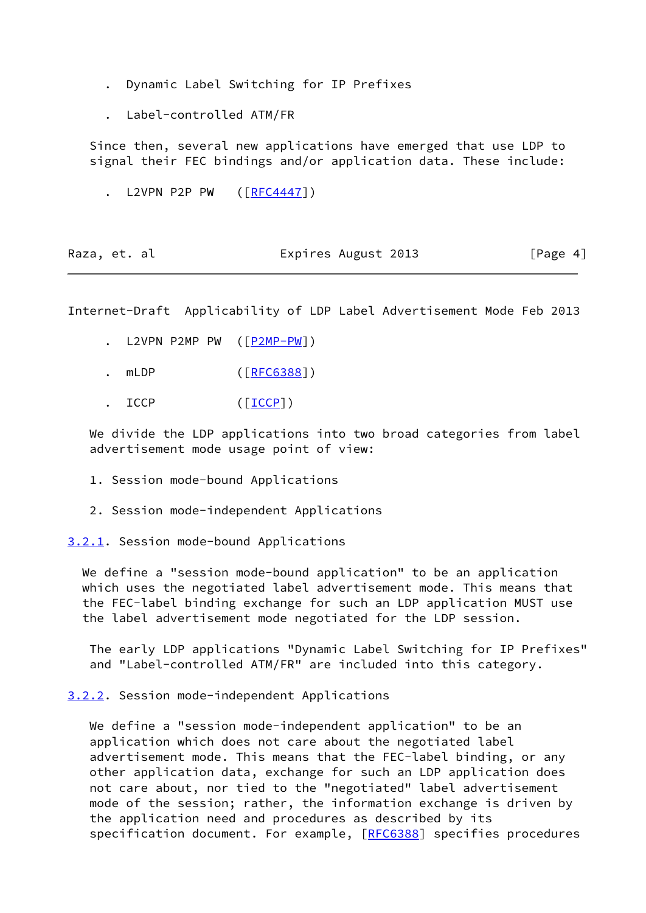- Dynamic Label Switching for IP Prefixes

- Label-controlled ATM/FR

Since then, several new applications have emerged that use LDP to signal their FEC bindings and/or application data. These include:

- L2VPN P2P PW   ([RFC4447])

- L2VPN P2MP PW  ([P2MP-PW])

- mLDP           ([RFC6388])

- ICCP           ([ICCP])

We divide the LDP applications into two broad categories from label advertisement mode usage point of view:

1. Session mode-bound Applications

2. Session mode-independent Applications

### 3.2.1. Session mode-bound Applications

We define a "session mode-bound application" to be an application which uses the negotiated label advertisement mode. This means that the FEC-label binding exchange for such an LDP application MUST use the label advertisement mode negotiated for the LDP session.

The early LDP applications "Dynamic Label Switching for IP Prefixes" and "Label-controlled ATM/FR" are included into this category.

### 3.2.2. Session mode-independent Applications

We define a "session mode-independent application" to be an application which does not care about the negotiated label advertisement mode. This means that the FEC-label binding, or any other application data, exchange for such an LDP application does not care about, nor tied to the "negotiated" label advertisement mode of the session; rather, the information exchange is driven by the application need and procedures as described by its specification document. For example, [RFC6388] specifies procedures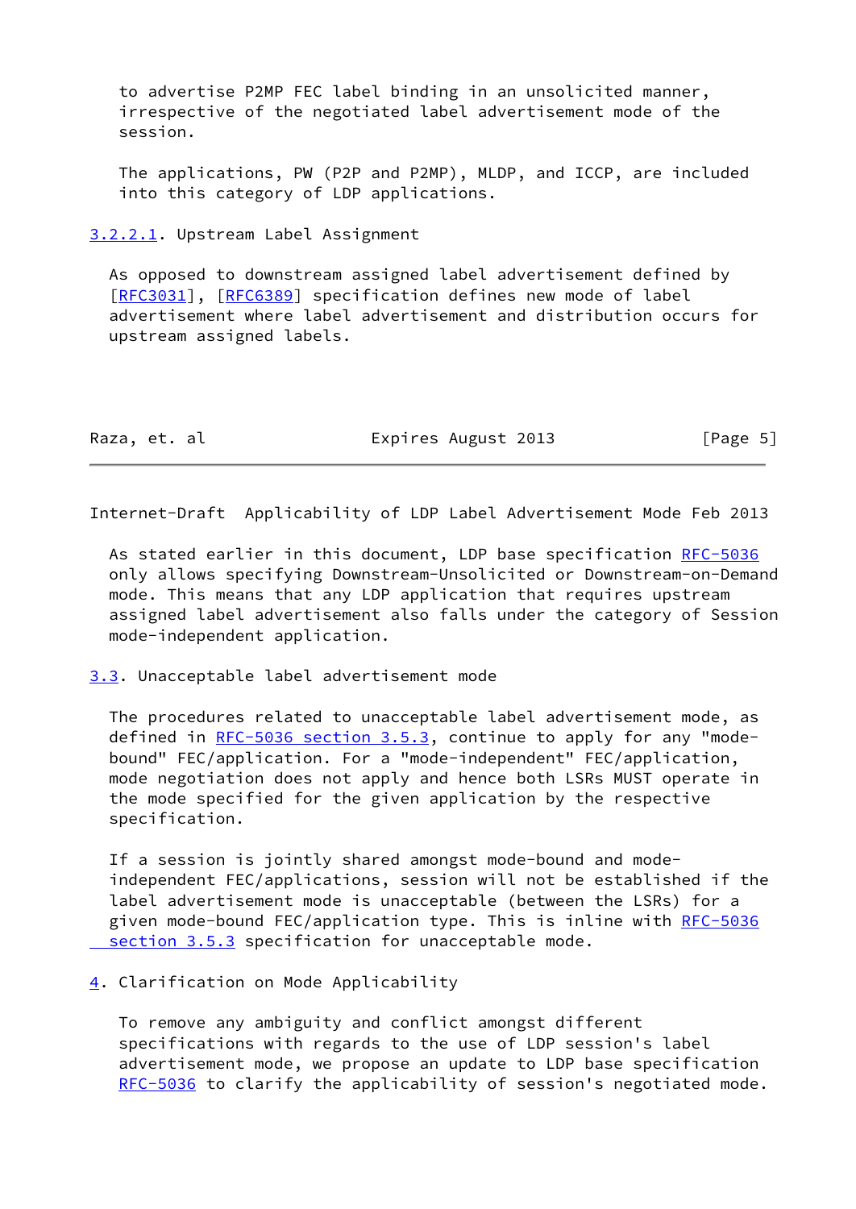to advertise P2MP FEC label binding in an unsolicited manner, irrespective of the negotiated label advertisement mode of the session.

The applications, PW (P2P and P2MP), MLDP, and ICCP, are included into this category of LDP applications.

#### 3.2.2.1. Upstream Label Assignment

As opposed to downstream assigned label advertisement defined by [RFC3031], [RFC6389] specification defines new mode of label advertisement where label advertisement and distribution occurs for upstream assigned labels.

As stated earlier in this document, LDP base specification RFC-5036 only allows specifying Downstream-Unsolicited or Downstream-on-Demand mode. This means that any LDP application that requires upstream assigned label advertisement also falls under the category of Session mode-independent application.

### 3.3. Unacceptable label advertisement mode

The procedures related to unacceptable label advertisement mode, as defined in RFC-5036 section 3.5.3, continue to apply for any "mode-bound" FEC/application. For a "mode-independent" FEC/application, mode negotiation does not apply and hence both LSRs MUST operate in the mode specified for the given application by the respective specification.

If a session is jointly shared amongst mode-bound and mode-independent FEC/applications, session will not be established if the label advertisement mode is unacceptable (between the LSRs) for a given mode-bound FEC/application type. This is inline with RFC-5036 section 3.5.3 specification for unacceptable mode.

## 4. Clarification on Mode Applicability

To remove any ambiguity and conflict amongst different specifications with regards to the use of LDP session's label advertisement mode, we propose an update to LDP base specification RFC-5036 to clarify the applicability of session's negotiated mode.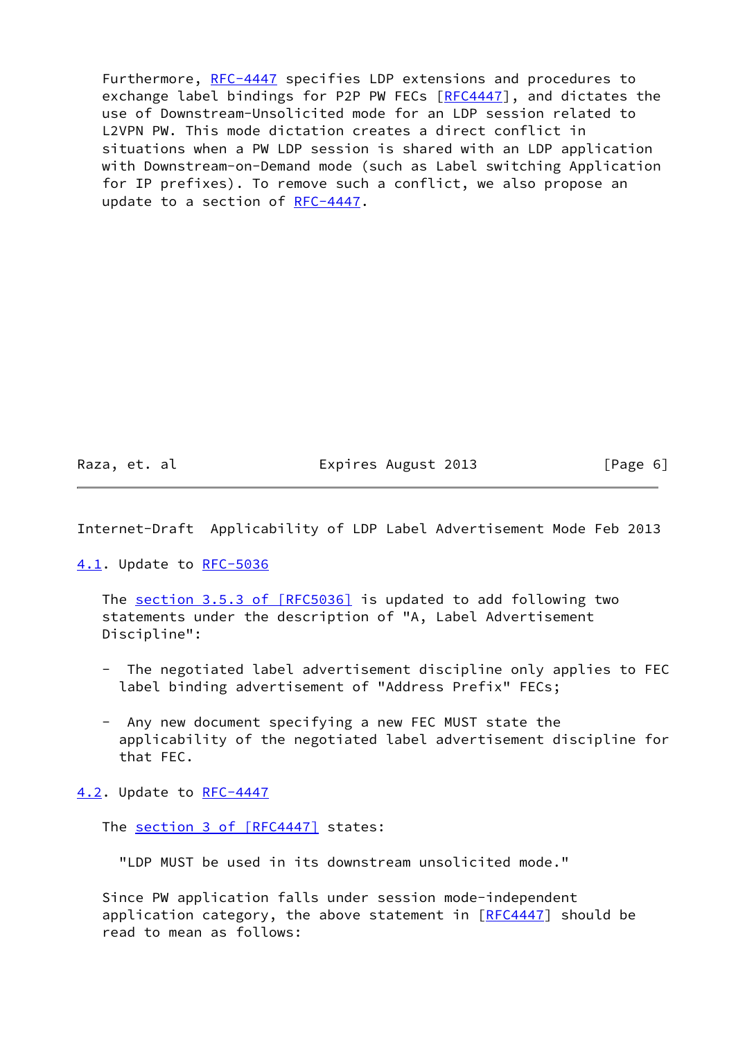Furthermore, RFC-4447 specifies LDP extensions and procedures to exchange label bindings for P2P PW FECs [RFC4447], and dictates the use of Downstream-Unsolicited mode for an LDP session related to L2VPN PW. This mode dictation creates a direct conflict in situations when a PW LDP session is shared with an LDP application with Downstream-on-Demand mode (such as Label switching Application for IP prefixes). To remove such a conflict, we also propose an update to a section of RFC-4447.

### 4.1. Update to RFC-5036

The section 3.5.3 of [RFC5036] is updated to add following two statements under the description of "A, Label Advertisement Discipline":

- The negotiated label advertisement discipline only applies to FEC label binding advertisement of "Address Prefix" FECs;

- Any new document specifying a new FEC MUST state the applicability of the negotiated label advertisement discipline for that FEC.

### 4.2. Update to RFC-4447

The section 3 of [RFC4447] states:

"LDP MUST be used in its downstream unsolicited mode."

Since PW application falls under session mode-independent application category, the above statement in [RFC4447] should be read to mean as follows: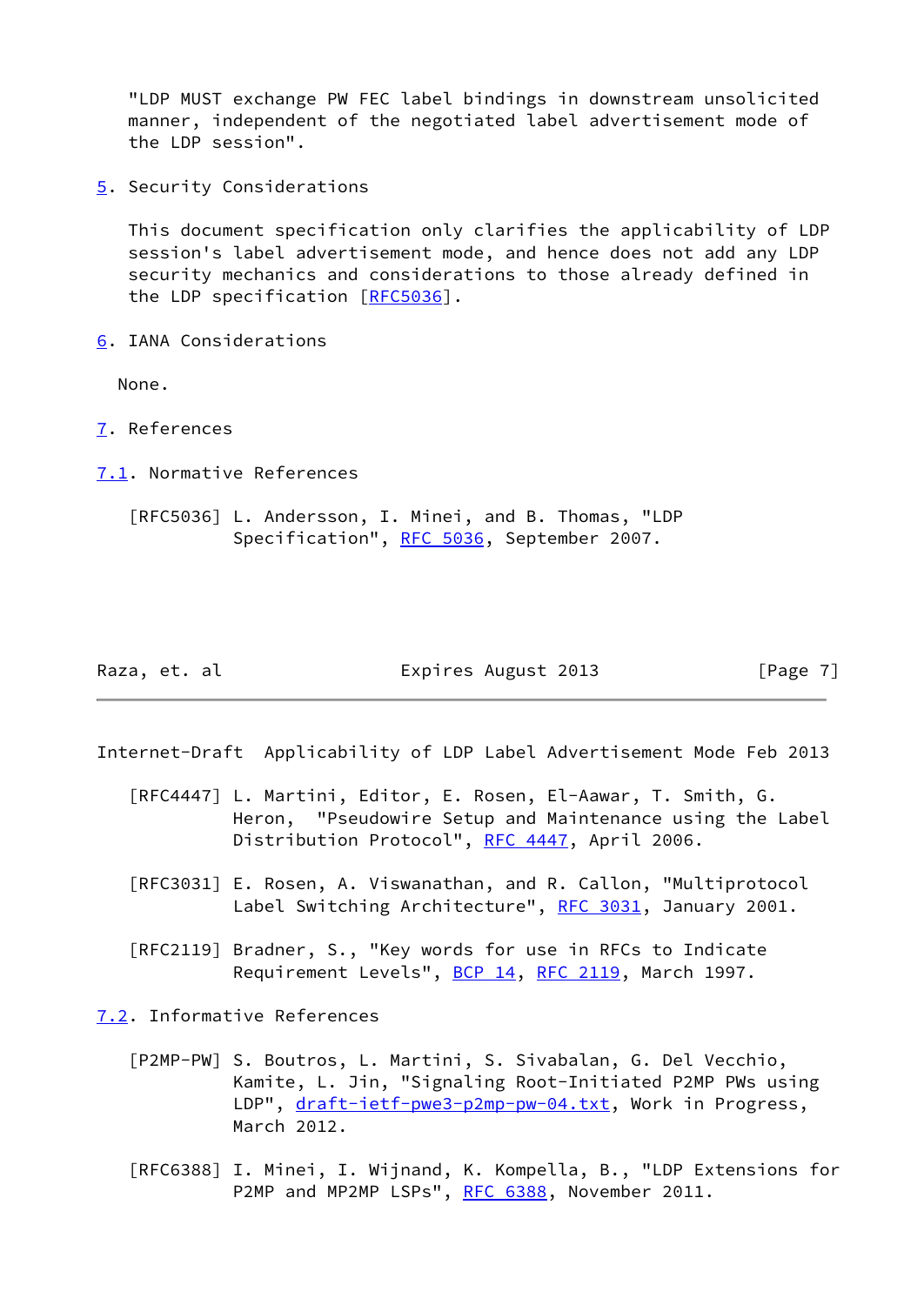"LDP MUST exchange PW FEC label bindings in downstream unsolicited manner, independent of the negotiated label advertisement mode of the LDP session".

## 5. Security Considerations

This document specification only clarifies the applicability of LDP session's label advertisement mode, and hence does not add any LDP security mechanics and considerations to those already defined in the LDP specification [RFC5036].

## 6. IANA Considerations

None.

## 7. References

### 7.1. Normative References

[RFC5036] L. Andersson, I. Minei, and B. Thomas, "LDP Specification", RFC 5036, September 2007.

[RFC4447] L. Martini, Editor, E. Rosen, El-Aawar, T. Smith, G. Heron, "Pseudowire Setup and Maintenance using the Label Distribution Protocol", RFC 4447, April 2006.

[RFC3031] E. Rosen, A. Viswanathan, and R. Callon, "Multiprotocol Label Switching Architecture", RFC 3031, January 2001.

[RFC2119] Bradner, S., "Key words for use in RFCs to Indicate Requirement Levels", BCP 14, RFC 2119, March 1997.

### 7.2. Informative References

[P2MP-PW] S. Boutros, L. Martini, S. Sivabalan, G. Del Vecchio, Kamite, L. Jin, "Signaling Root-Initiated P2MP PWs using LDP", draft-ietf-pwe3-p2mp-pw-04.txt, Work in Progress, March 2012.

[RFC6388] I. Minei, I. Wijnand, K. Kompella, B., "LDP Extensions for P2MP and MP2MP LSPs", RFC 6388, November 2011.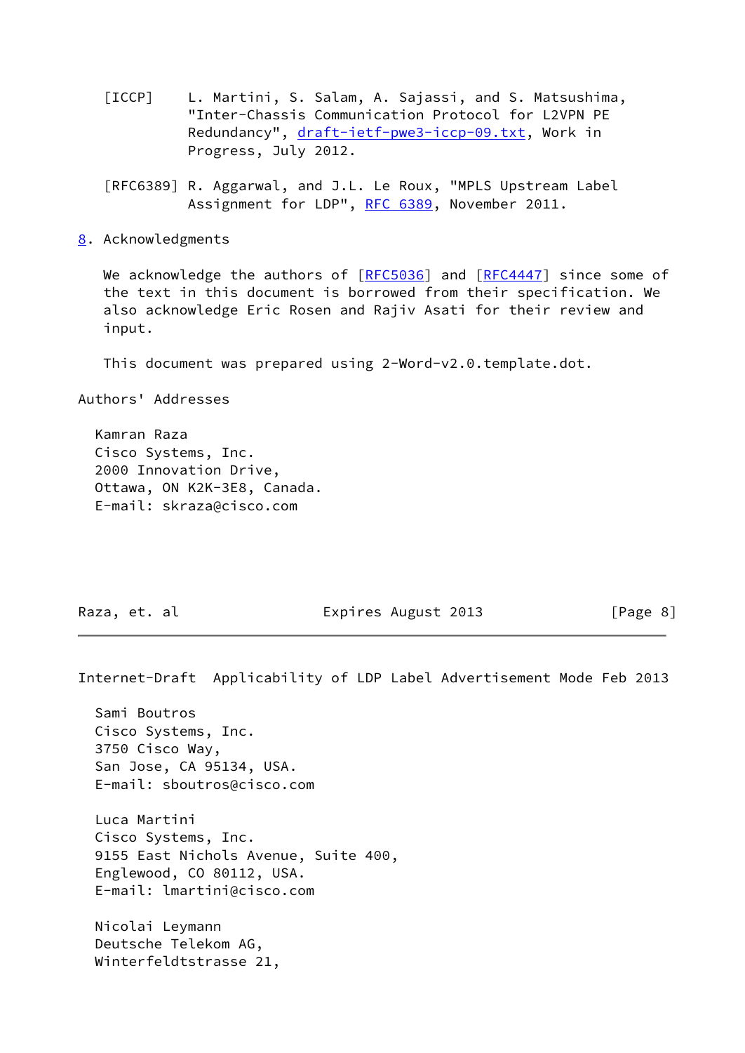[ICCP] L. Martini, S. Salam, A. Sajassi, and S. Matsushima, "Inter-Chassis Communication Protocol for L2VPN PE Redundancy", draft-ietf-pwe3-iccp-09.txt, Work in Progress, July 2012.

[RFC6389] R. Aggarwal, and J.L. Le Roux, "MPLS Upstream Label Assignment for LDP", RFC 6389, November 2011.

## 8. Acknowledgments

We acknowledge the authors of [RFC5036] and [RFC4447] since some of the text in this document is borrowed from their specification. We also acknowledge Eric Rosen and Rajiv Asati for their review and input.

This document was prepared using 2-Word-v2.0.template.dot.

## Authors' Addresses

Kamran Raza
Cisco Systems, Inc.
2000 Innovation Drive,
Ottawa, ON K2K-3E8, Canada.
E-mail: skraza@cisco.com

Sami Boutros
Cisco Systems, Inc.
3750 Cisco Way,
San Jose, CA 95134, USA.
E-mail: sboutros@cisco.com

Luca Martini
Cisco Systems, Inc.
9155 East Nichols Avenue, Suite 400,
Englewood, CO 80112, USA.
E-mail: lmartini@cisco.com

Nicolai Leymann
Deutsche Telekom AG,
Winterfeldtstrasse 21,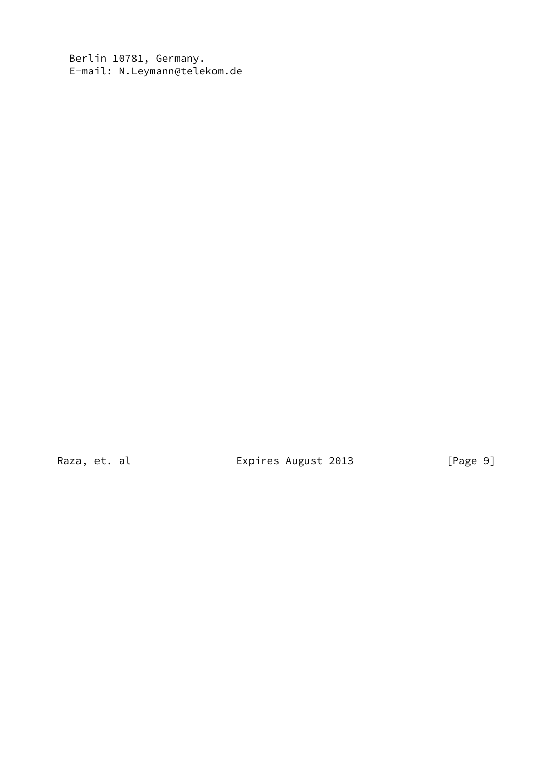Berlin 10781, Germany.
E-mail: N.Leymann@telekom.de